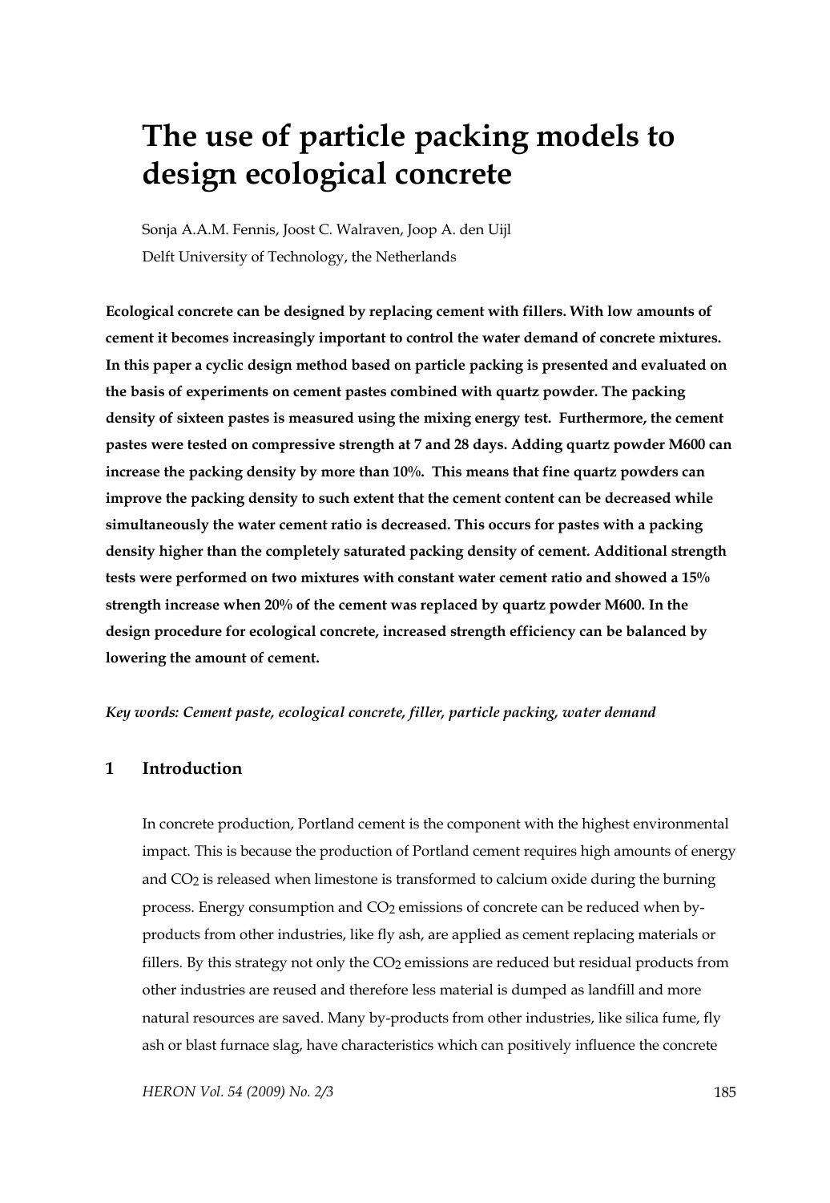# The use of particle packing models to design ecological concrete

Sonja A.A.M. Fennis, Joost C. Walraven, Joop A. den Uijl

Delft University of Technology, the Netherlands

**Ecological concrete can be designed by replacing cement with fillers. With low amounts of cement it becomes increasingly important to control the water demand of concrete mixtures. In this paper a cyclic design method based on particle packing is presented and evaluated on the basis of experiments on cement pastes combined with quartz powder. The packing density of sixteen pastes is measured using the mixing energy test. Furthermore, the cement pastes were tested on compressive strength at 7 and 28 days. Adding quartz powder M600 can increase the packing density by more than 10%. This means that fine quartz powders can improve the packing density to such extent that the cement content can be decreased while simultaneously the water cement ratio is decreased. This occurs for pastes with a packing density higher than the completely saturated packing density of cement. Additional strength tests were performed on two mixtures with constant water cement ratio and showed a 15% strength increase when 20% of the cement was replaced by quartz powder M600. In the design procedure for ecological concrete, increased strength efficiency can be balanced by lowering the amount of cement.**

*Key words: Cement paste, ecological concrete, filler, particle packing, water demand*

## 1 Introduction

In concrete production, Portland cement is the component with the highest environmental impact. This is because the production of Portland cement requires high amounts of energy and $CO_2$ is released when limestone is transformed to calcium oxide during the burning process. Energy consumption and $CO_2$ emissions of concrete can be reduced when by-products from other industries, like fly ash, are applied as cement replacing materials or fillers. By this strategy not only the $CO_2$ emissions are reduced but residual products from other industries are reused and therefore less material is dumped as landfill and more natural resources are saved. Many by-products from other industries, like silica fume, fly ash or blast furnace slag, have characteristics which can positively influence the concrete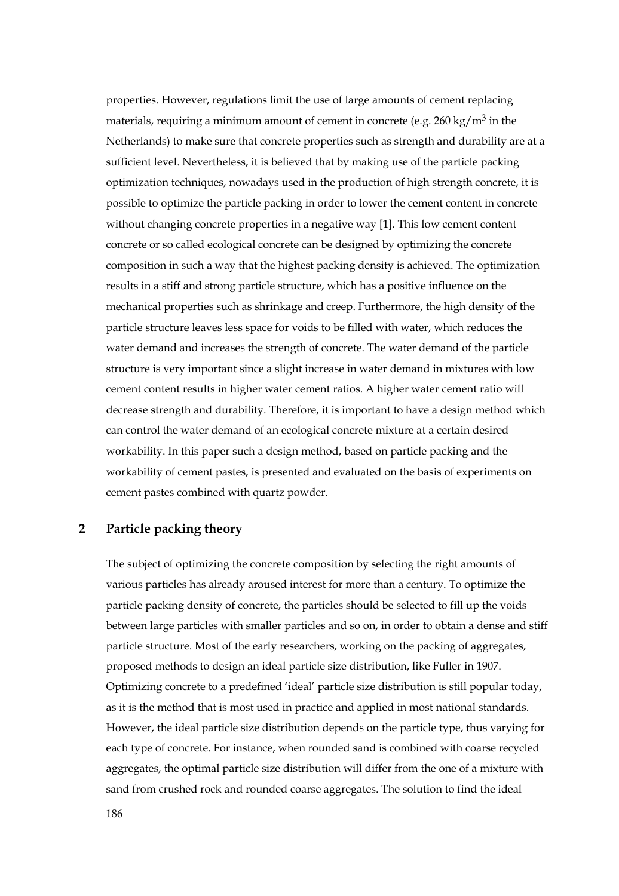properties. However, regulations limit the use of large amounts of cement replacing materials, requiring a minimum amount of cement in concrete (e.g. 260 kg/m$^3$ in the Netherlands) to make sure that concrete properties such as strength and durability are at a sufficient level. Nevertheless, it is believed that by making use of the particle packing optimization techniques, nowadays used in the production of high strength concrete, it is possible to optimize the particle packing in order to lower the cement content in concrete without changing concrete properties in a negative way [1]. This low cement content concrete or so called ecological concrete can be designed by optimizing the concrete composition in such a way that the highest packing density is achieved. The optimization results in a stiff and strong particle structure, which has a positive influence on the mechanical properties such as shrinkage and creep. Furthermore, the high density of the particle structure leaves less space for voids to be filled with water, which reduces the water demand and increases the strength of concrete. The water demand of the particle structure is very important since a slight increase in water demand in mixtures with low cement content results in higher water cement ratios. A higher water cement ratio will decrease strength and durability. Therefore, it is important to have a design method which can control the water demand of an ecological concrete mixture at a certain desired workability. In this paper such a design method, based on particle packing and the workability of cement pastes, is presented and evaluated on the basis of experiments on cement pastes combined with quartz powder.

## 2 Particle packing theory

The subject of optimizing the concrete composition by selecting the right amounts of various particles has already aroused interest for more than a century. To optimize the particle packing density of concrete, the particles should be selected to fill up the voids between large particles with smaller particles and so on, in order to obtain a dense and stiff particle structure. Most of the early researchers, working on the packing of aggregates, proposed methods to design an ideal particle size distribution, like Fuller in 1907. Optimizing concrete to a predefined 'ideal' particle size distribution is still popular today, as it is the method that is most used in practice and applied in most national standards. However, the ideal particle size distribution depends on the particle type, thus varying for each type of concrete. For instance, when rounded sand is combined with coarse recycled aggregates, the optimal particle size distribution will differ from the one of a mixture with sand from crushed rock and rounded coarse aggregates. The solution to find the ideal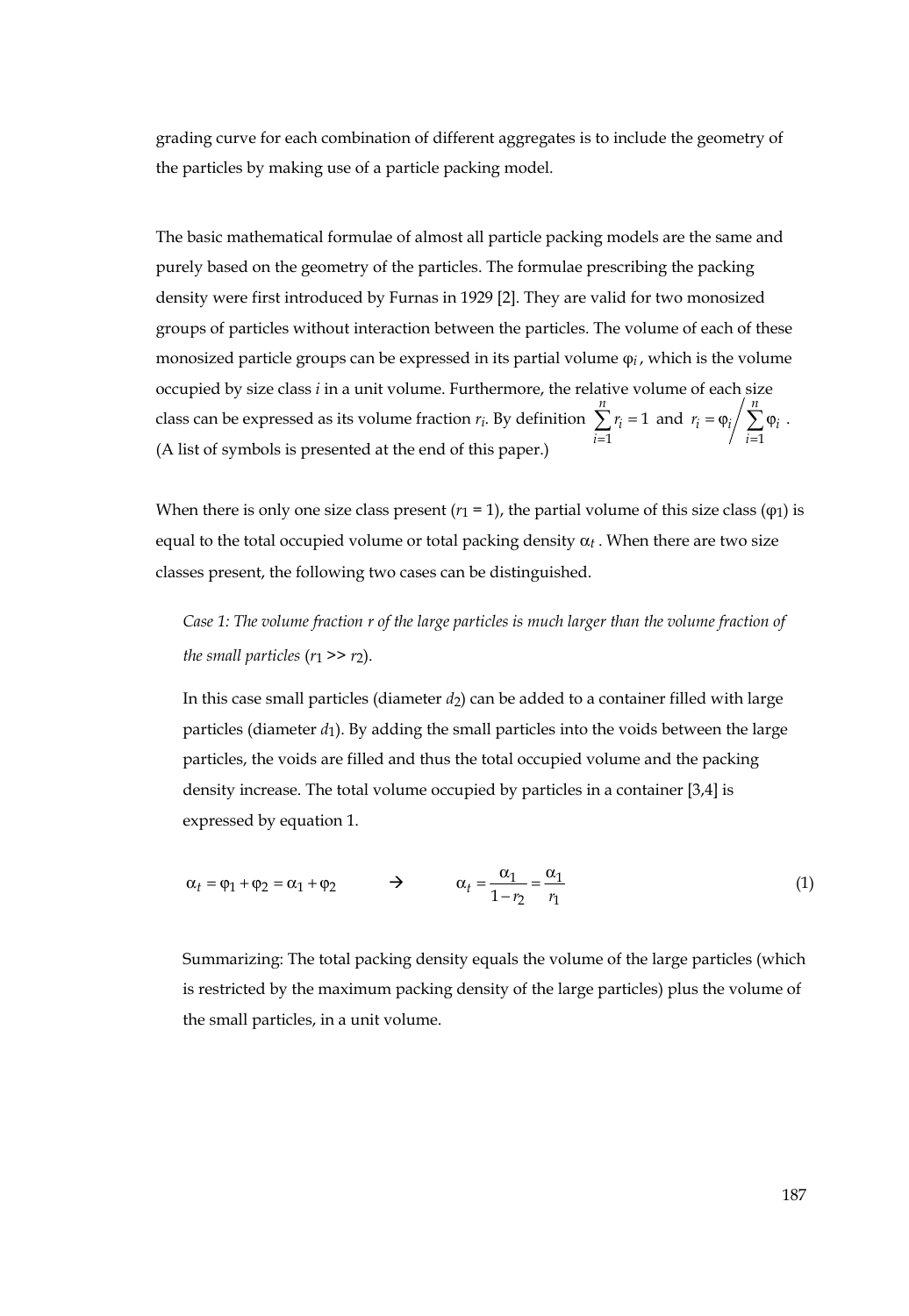grading curve for each combination of different aggregates is to include the geometry of the particles by making use of a particle packing model.

The basic mathematical formulae of almost all particle packing models are the same and purely based on the geometry of the particles. The formulae prescribing the packing density were first introduced by Furnas in 1929 [2]. They are valid for two monosized groups of particles without interaction between the particles. The volume of each of these monosized particle groups can be expressed in its partial volume $\varphi_i$, which is the volume occupied by size class *i* in a unit volume. Furthermore, the relative volume of each size class can be expressed as its volume fraction $r_i$. By definition $\sum_{i=1}^{n} r_i = 1$ and $r_i = \varphi_i \Big/ \sum_{i=1}^{n} \varphi_i$. (A list of symbols is presented at the end of this paper.)

When there is only one size class present ($r_1 = 1$), the partial volume of this size class ($\varphi_1$) is equal to the total occupied volume or total packing density $\alpha_t$. When there are two size classes present, the following two cases can be distinguished.

*Case 1: The volume fraction r of the large particles is much larger than the volume fraction of the small particles* ($r_1 >> r_2$).

In this case small particles (diameter $d_2$) can be added to a container filled with large particles (diameter $d_1$). By adding the small particles into the voids between the large particles, the voids are filled and thus the total occupied volume and the packing density increase. The total volume occupied by particles in a container [3,4] is expressed by equation 1.

$$\alpha_t = \varphi_1 + \varphi_2 = \alpha_1 + \varphi_2 \qquad \rightarrow \qquad \alpha_t = \frac{\alpha_1}{1 - r_2} = \frac{\alpha_1}{r_1} \tag{1}$$

Summarizing: The total packing density equals the volume of the large particles (which is restricted by the maximum packing density of the large particles) plus the volume of the small particles, in a unit volume.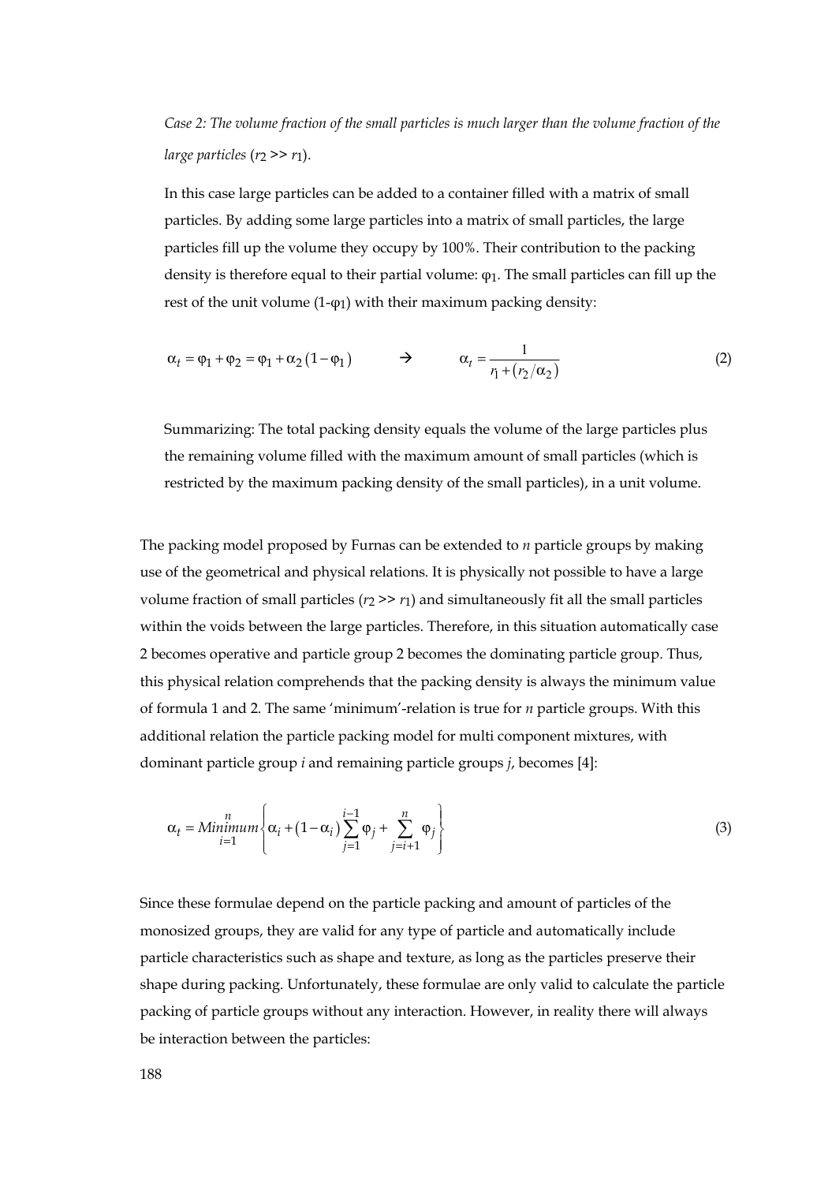*Case 2: The volume fraction of the small particles is much larger than the volume fraction of the large particles ($r_2 >> r_1$).*

In this case large particles can be added to a container filled with a matrix of small particles. By adding some large particles into a matrix of small particles, the large particles fill up the volume they occupy by 100%. Their contribution to the packing density is therefore equal to their partial volume: $\varphi_1$. The small particles can fill up the rest of the unit volume ($1-\varphi_1$) with their maximum packing density:

$$\alpha_t = \varphi_1 + \varphi_2 = \varphi_1 + \alpha_2 \left(1 - \varphi_1\right) \qquad \rightarrow \qquad \alpha_t = \frac{1}{r_1 + \left(r_2 / \alpha_2\right)} \tag{2}$$

Summarizing: The total packing density equals the volume of the large particles plus the remaining volume filled with the maximum amount of small particles (which is restricted by the maximum packing density of the small particles), in a unit volume.

The packing model proposed by Furnas can be extended to *n* particle groups by making use of the geometrical and physical relations. It is physically not possible to have a large volume fraction of small particles ($r_2 >> r_1$) and simultaneously fit all the small particles within the voids between the large particles. Therefore, in this situation automatically case 2 becomes operative and particle group 2 becomes the dominating particle group. Thus, this physical relation comprehends that the packing density is always the minimum value of formula 1 and 2. The same 'minimum'-relation is true for *n* particle groups. With this additional relation the particle packing model for multi component mixtures, with dominant particle group *i* and remaining particle groups *j*, becomes [4]:

$$\alpha_t = \underset{i=1}{\overset{n}{Minimum}} \left\{ \alpha_i + \left(1 - \alpha_i\right) \sum_{j=1}^{i-1} \varphi_j + \sum_{j=i+1}^{n} \varphi_j \right\} \tag{3}$$

Since these formulae depend on the particle packing and amount of particles of the monosized groups, they are valid for any type of particle and automatically include particle characteristics such as shape and texture, as long as the particles preserve their shape during packing. Unfortunately, these formulae are only valid to calculate the particle packing of particle groups without any interaction. However, in reality there will always be interaction between the particles: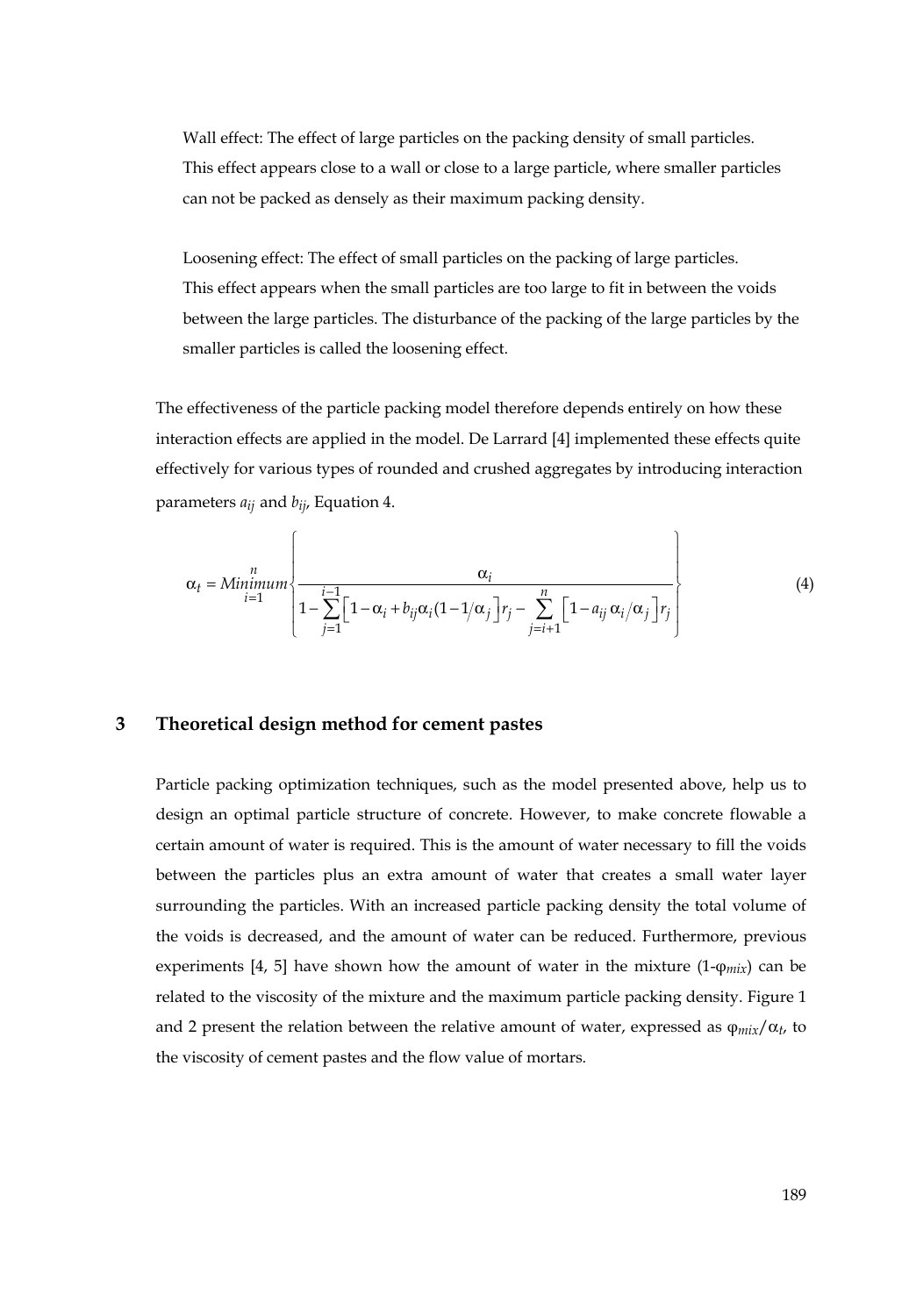Wall effect: The effect of large particles on the packing density of small particles. This effect appears close to a wall or close to a large particle, where smaller particles can not be packed as densely as their maximum packing density.

Loosening effect: The effect of small particles on the packing of large particles. This effect appears when the small particles are too large to fit in between the voids between the large particles. The disturbance of the packing of the large particles by the smaller particles is called the loosening effect.

The effectiveness of the particle packing model therefore depends entirely on how these interaction effects are applied in the model. De Larrard [4] implemented these effects quite effectively for various types of rounded and crushed aggregates by introducing interaction parameters $a_{ij}$ and $b_{ij}$, Equation 4.

$$\alpha_t = \underset{i=1}{\overset{n}{Minimum}} \left\{ \frac{\alpha_i}{1 - \sum_{j=1}^{i-1} \left[ 1 - \alpha_i + b_{ij}\alpha_i (1 - 1/\alpha_j) \right] r_j - \sum_{j=i+1}^{n} \left[ 1 - a_{ij}\, \alpha_i / \alpha_j \right] r_j} \right\} \tag{4}$$

## 3 Theoretical design method for cement pastes

Particle packing optimization techniques, such as the model presented above, help us to design an optimal particle structure of concrete. However, to make concrete flowable a certain amount of water is required. This is the amount of water necessary to fill the voids between the particles plus an extra amount of water that creates a small water layer surrounding the particles. With an increased particle packing density the total volume of the voids is decreased, and the amount of water can be reduced. Furthermore, previous experiments [4, 5] have shown how the amount of water in the mixture ($1-\varphi_{mix}$) can be related to the viscosity of the mixture and the maximum particle packing density. Figure 1 and 2 present the relation between the relative amount of water, expressed as $\varphi_{mix}/\alpha_t$, to the viscosity of cement pastes and the flow value of mortars.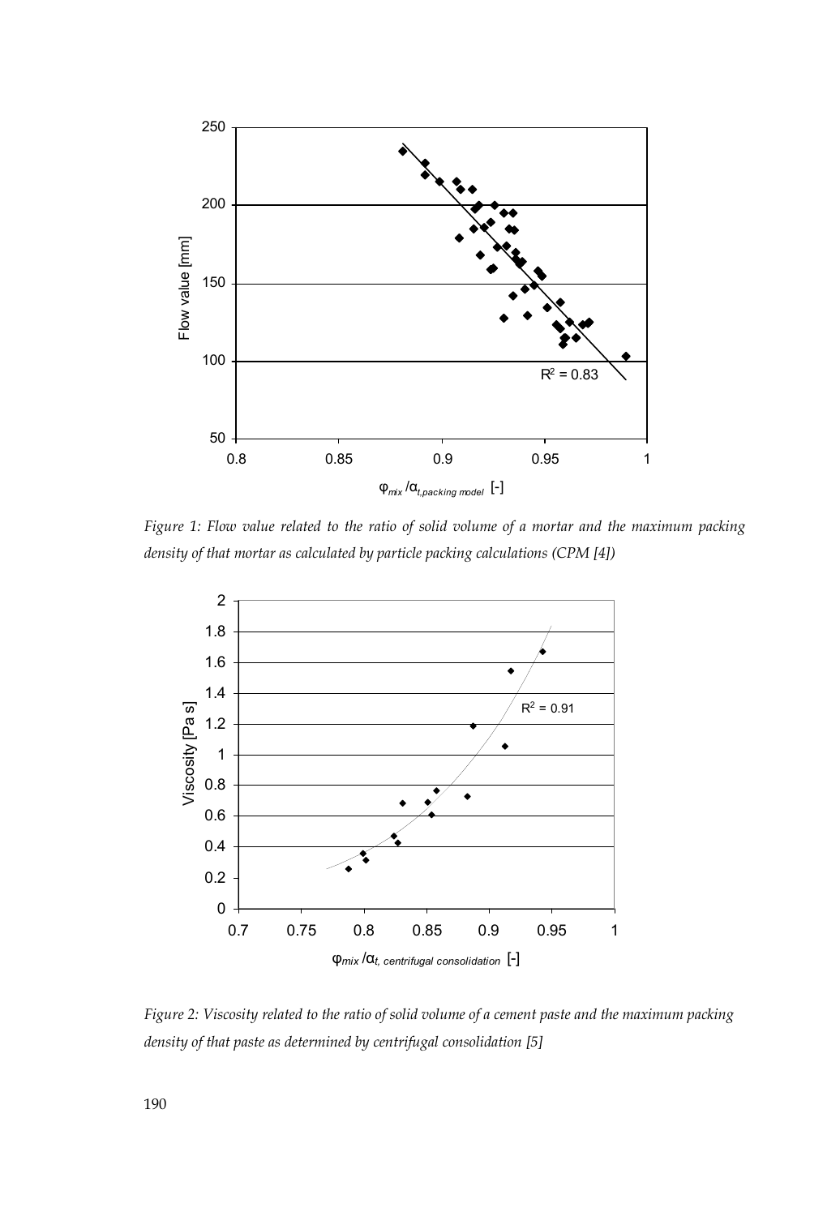Figure 1: Flow value related to the ratio of solid volume of a mortar and the maximum packing density of that mortar as calculated by particle packing calculations (CPM [4])

Figure 2: Viscosity related to the ratio of solid volume of a cement paste and the maximum packing density of that paste as determined by centrifugal consolidation [5]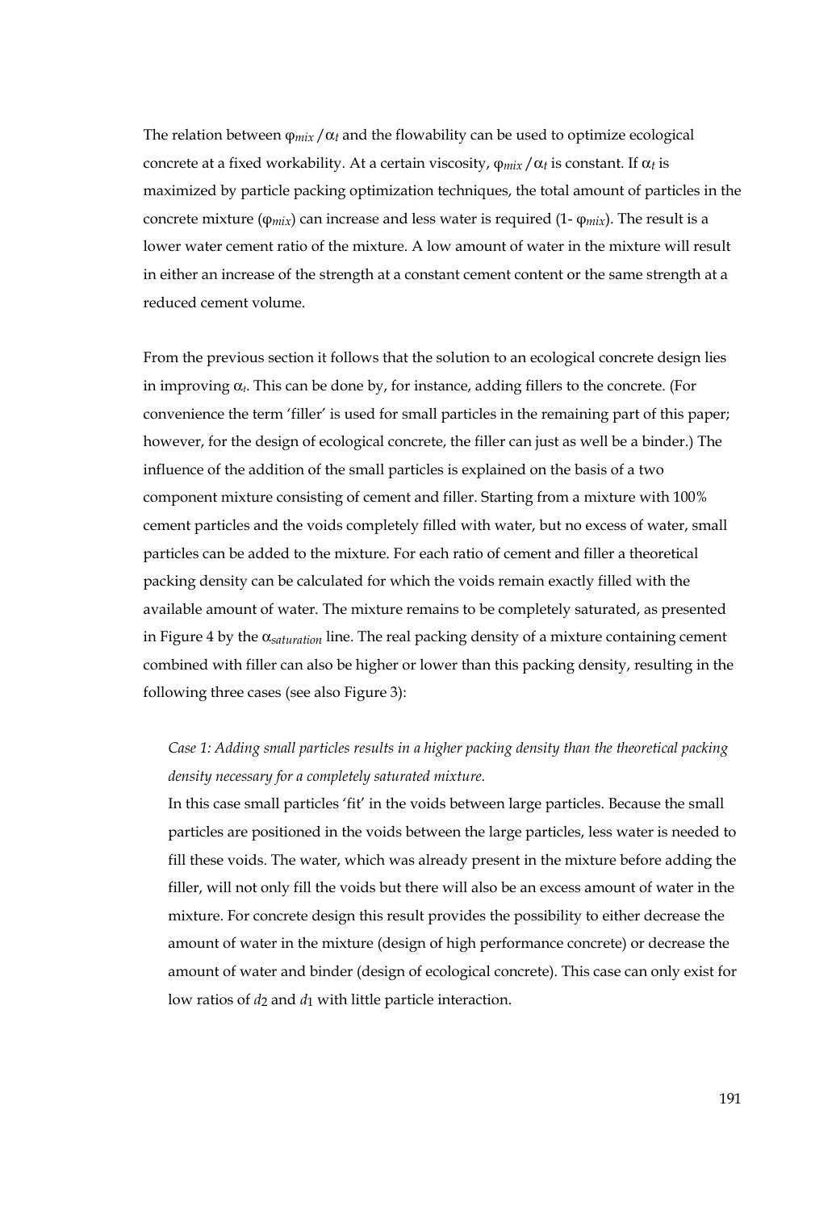The relation between $\varphi_{mix} / \alpha_t$ and the flowability can be used to optimize ecological concrete at a fixed workability. At a certain viscosity, $\varphi_{mix} / \alpha_t$ is constant. If $\alpha_t$ is maximized by particle packing optimization techniques, the total amount of particles in the concrete mixture ($\varphi_{mix}$) can increase and less water is required ($1 - \varphi_{mix}$). The result is a lower water cement ratio of the mixture. A low amount of water in the mixture will result in either an increase of the strength at a constant cement content or the same strength at a reduced cement volume.

From the previous section it follows that the solution to an ecological concrete design lies in improving $\alpha_t$. This can be done by, for instance, adding fillers to the concrete. (For convenience the term 'filler' is used for small particles in the remaining part of this paper; however, for the design of ecological concrete, the filler can just as well be a binder.) The influence of the addition of the small particles is explained on the basis of a two component mixture consisting of cement and filler. Starting from a mixture with 100% cement particles and the voids completely filled with water, but no excess of water, small particles can be added to the mixture. For each ratio of cement and filler a theoretical packing density can be calculated for which the voids remain exactly filled with the available amount of water. The mixture remains to be completely saturated, as presented in Figure 4 by the $\alpha_{saturation}$ line. The real packing density of a mixture containing cement combined with filler can also be higher or lower than this packing density, resulting in the following three cases (see also Figure 3):

*Case 1: Adding small particles results in a higher packing density than the theoretical packing density necessary for a completely saturated mixture.*

In this case small particles 'fit' in the voids between large particles. Because the small particles are positioned in the voids between the large particles, less water is needed to fill these voids. The water, which was already present in the mixture before adding the filler, will not only fill the voids but there will also be an excess amount of water in the mixture. For concrete design this result provides the possibility to either decrease the amount of water in the mixture (design of high performance concrete) or decrease the amount of water and binder (design of ecological concrete). This case can only exist for low ratios of $d_2$ and $d_1$ with little particle interaction.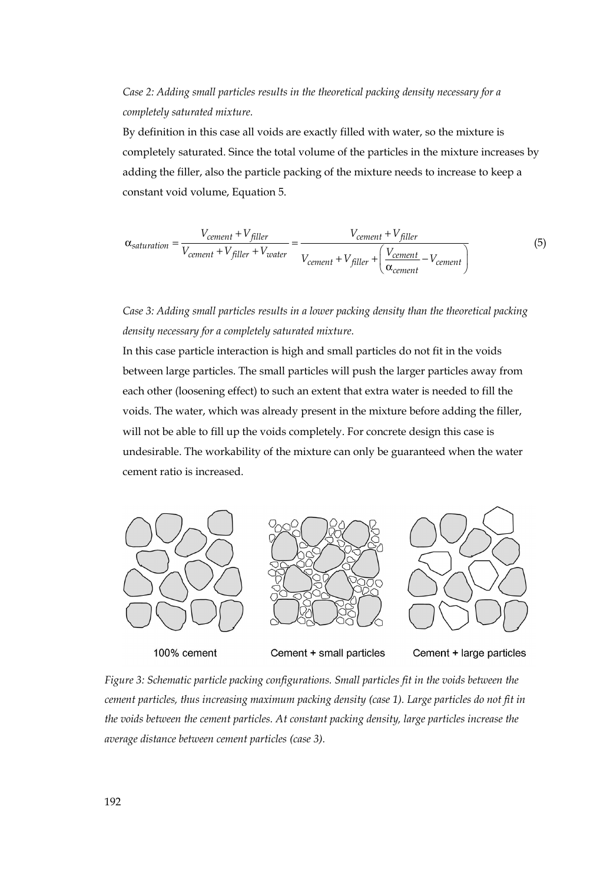*Case 2: Adding small particles results in the theoretical packing density necessary for a completely saturated mixture.*

By definition in this case all voids are exactly filled with water, so the mixture is completely saturated. Since the total volume of the particles in the mixture increases by adding the filler, also the particle packing of the mixture needs to increase to keep a constant void volume, Equation 5.

$$\alpha_{saturation} = \frac{V_{cement} + V_{filler}}{V_{cement} + V_{filler} + V_{water}} = \frac{V_{cement} + V_{filler}}{V_{cement} + V_{filler} + \left( \frac{V_{cement}}{\alpha_{cement}} - V_{cement} \right)} \tag{5}$$

*Case 3: Adding small particles results in a lower packing density than the theoretical packing density necessary for a completely saturated mixture.*

In this case particle interaction is high and small particles do not fit in the voids between large particles. The small particles will push the larger particles away from each other (loosening effect) to such an extent that extra water is needed to fill the voids. The water, which was already present in the mixture before adding the filler, will not be able to fill up the voids completely. For concrete design this case is undesirable. The workability of the mixture can only be guaranteed when the water cement ratio is increased.

100% cement | Cement + small particles | Cement + large particles

*Figure 3: Schematic particle packing configurations. Small particles fit in the voids between the cement particles, thus increasing maximum packing density (case 1). Large particles do not fit in the voids between the cement particles. At constant packing density, large particles increase the average distance between cement particles (case 3).*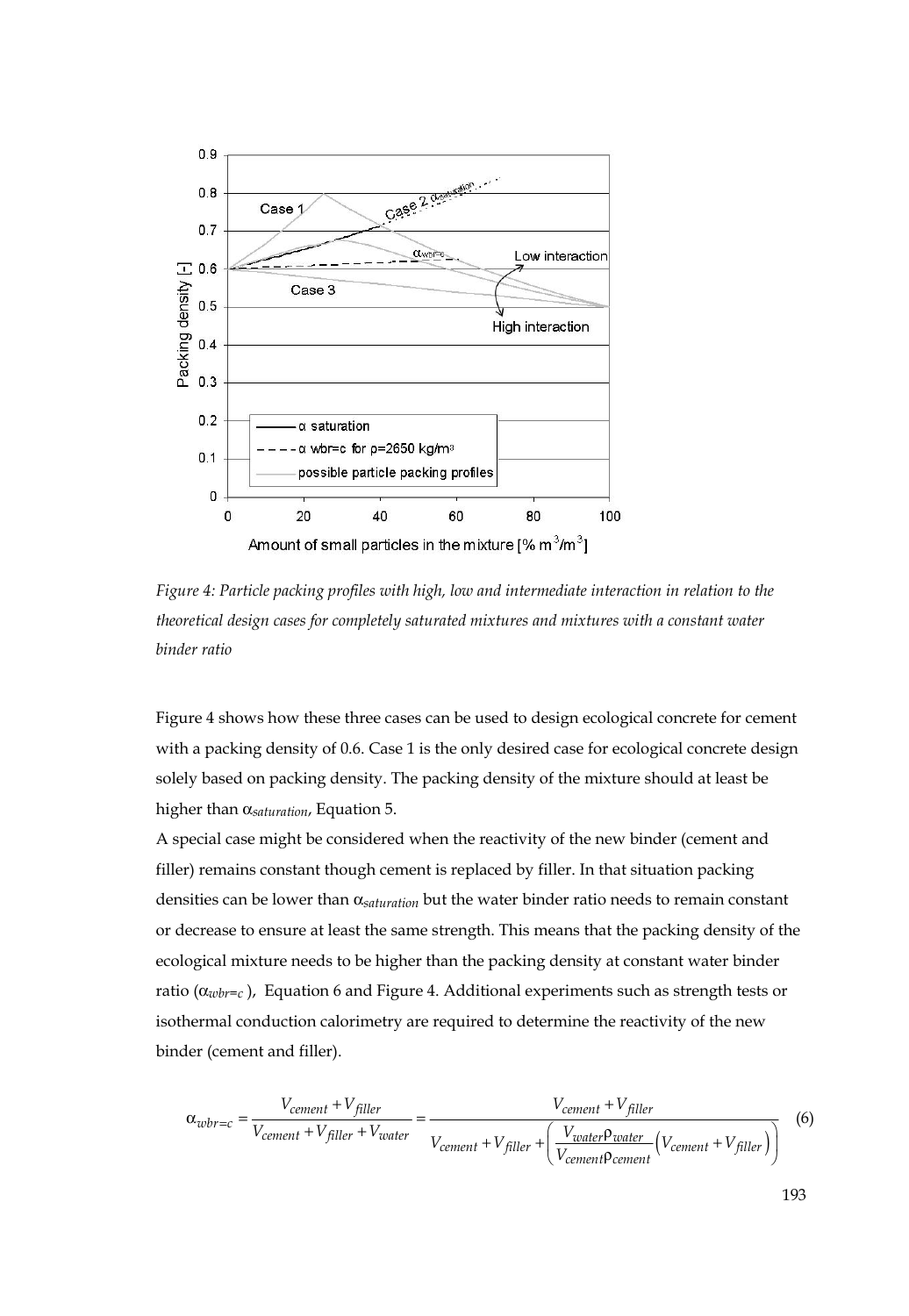*Figure 4: Particle packing profiles with high, low and intermediate interaction in relation to the theoretical design cases for completely saturated mixtures and mixtures with a constant water binder ratio*

Figure 4 shows how these three cases can be used to design ecological concrete for cement with a packing density of 0.6. Case 1 is the only desired case for ecological concrete design solely based on packing density. The packing density of the mixture should at least be higher than $\alpha_{saturation}$, Equation 5.

A special case might be considered when the reactivity of the new binder (cement and filler) remains constant though cement is replaced by filler. In that situation packing densities can be lower than $\alpha_{saturation}$ but the water binder ratio needs to remain constant or decrease to ensure at least the same strength. This means that the packing density of the ecological mixture needs to be higher than the packing density at constant water binder ratio ($\alpha_{wbr=c}$), Equation 6 and Figure 4. Additional experiments such as strength tests or isothermal conduction calorimetry are required to determine the reactivity of the new binder (cement and filler).

$$\alpha_{wbr=c} = \frac{V_{cement} + V_{filler}}{V_{cement} + V_{filler} + V_{water}} = \frac{V_{cement} + V_{filler}}{V_{cement} + V_{filler} + \left( \dfrac{V_{water}\rho_{water}}{V_{cement}\rho_{cement}} \left( V_{cement} + V_{filler} \right) \right)} \quad (6)$$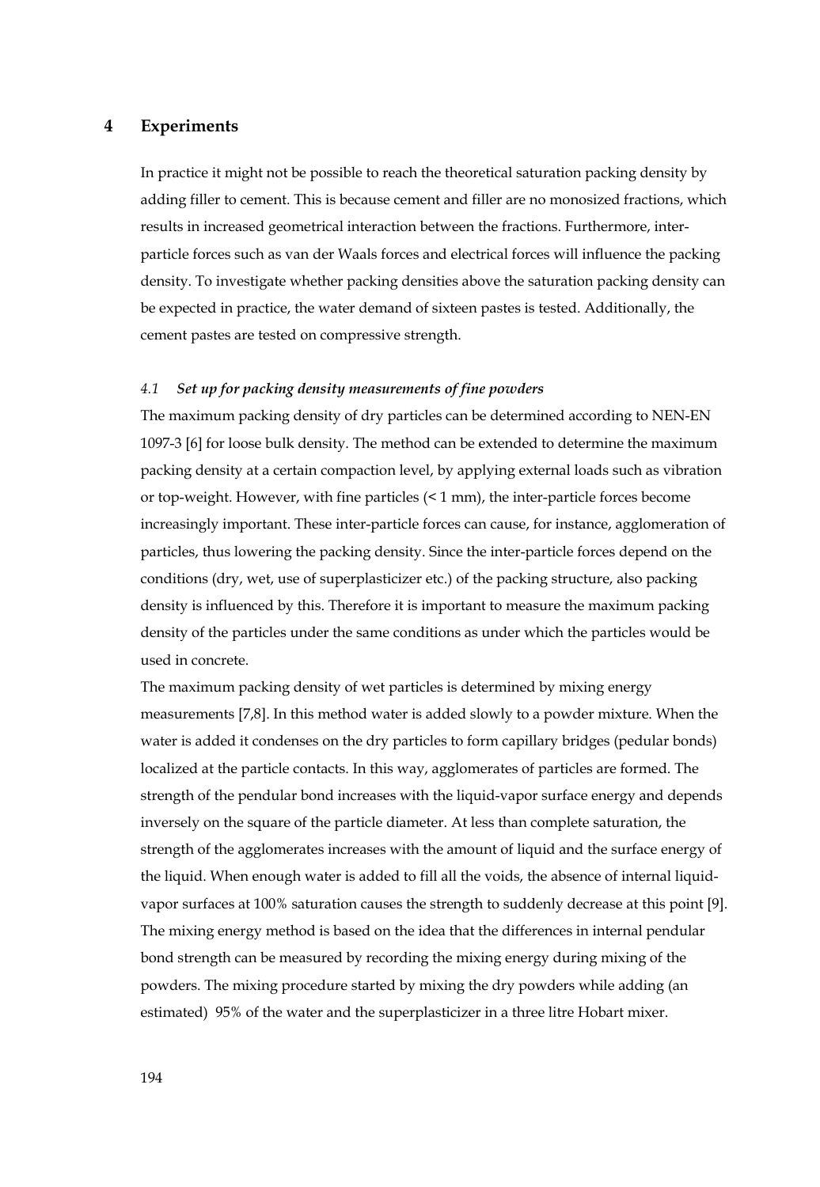## 4 Experiments

In practice it might not be possible to reach the theoretical saturation packing density by adding filler to cement. This is because cement and filler are no monosized fractions, which results in increased geometrical interaction between the fractions. Furthermore, inter-particle forces such as van der Waals forces and electrical forces will influence the packing density. To investigate whether packing densities above the saturation packing density can be expected in practice, the water demand of sixteen pastes is tested. Additionally, the cement pastes are tested on compressive strength.

### *4.1 Set up for packing density measurements of fine powders*

The maximum packing density of dry particles can be determined according to NEN-EN 1097-3 [6] for loose bulk density. The method can be extended to determine the maximum packing density at a certain compaction level, by applying external loads such as vibration or top-weight. However, with fine particles (< 1 mm), the inter-particle forces become increasingly important. These inter-particle forces can cause, for instance, agglomeration of particles, thus lowering the packing density. Since the inter-particle forces depend on the conditions (dry, wet, use of superplasticizer etc.) of the packing structure, also packing density is influenced by this. Therefore it is important to measure the maximum packing density of the particles under the same conditions as under which the particles would be used in concrete.

The maximum packing density of wet particles is determined by mixing energy measurements [7,8]. In this method water is added slowly to a powder mixture. When the water is added it condenses on the dry particles to form capillary bridges (pedular bonds) localized at the particle contacts. In this way, agglomerates of particles are formed. The strength of the pendular bond increases with the liquid-vapor surface energy and depends inversely on the square of the particle diameter. At less than complete saturation, the strength of the agglomerates increases with the amount of liquid and the surface energy of the liquid. When enough water is added to fill all the voids, the absence of internal liquid-vapor surfaces at 100% saturation causes the strength to suddenly decrease at this point [9]. The mixing energy method is based on the idea that the differences in internal pendular bond strength can be measured by recording the mixing energy during mixing of the powders. The mixing procedure started by mixing the dry powders while adding (an estimated) 95% of the water and the superplasticizer in a three litre Hobart mixer.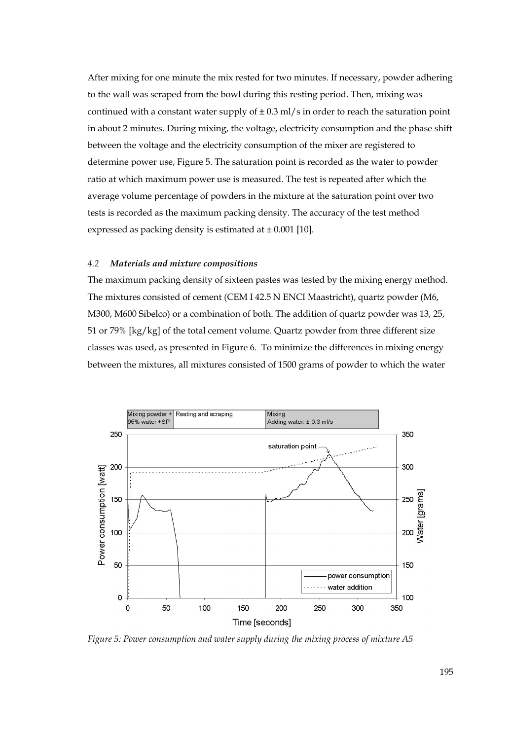After mixing for one minute the mix rested for two minutes. If necessary, powder adhering to the wall was scraped from the bowl during this resting period. Then, mixing was continued with a constant water supply of ± 0.3 ml/s in order to reach the saturation point in about 2 minutes. During mixing, the voltage, electricity consumption and the phase shift between the voltage and the electricity consumption of the mixer are registered to determine power use, Figure 5. The saturation point is recorded as the water to powder ratio at which maximum power use is measured. The test is repeated after which the average volume percentage of powders in the mixture at the saturation point over two tests is recorded as the maximum packing density. The accuracy of the test method expressed as packing density is estimated at ± 0.001 [10].

### *4.2 Materials and mixture compositions*

The maximum packing density of sixteen pastes was tested by the mixing energy method. The mixtures consisted of cement (CEM I 42.5 N ENCI Maastricht), quartz powder (M6, M300, M600 Sibelco) or a combination of both. The addition of quartz powder was 13, 25, 51 or 79% [kg/kg] of the total cement volume. Quartz powder from three different size classes was used, as presented in Figure 6. To minimize the differences in mixing energy between the mixtures, all mixtures consisted of 1500 grams of powder to which the water

*Figure 5: Power consumption and water supply during the mixing process of mixture A5*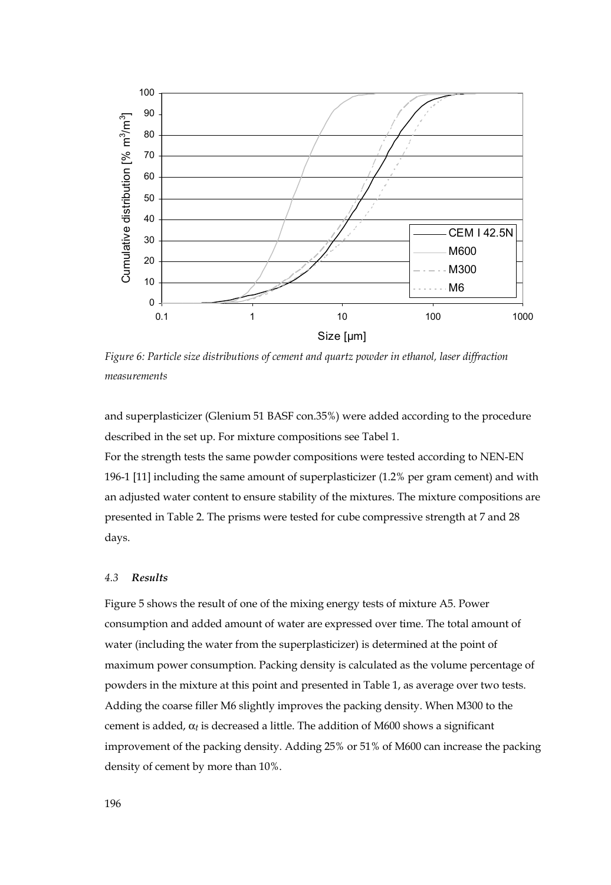*Figure 6: Particle size distributions of cement and quartz powder in ethanol, laser diffraction measurements*

and superplasticizer (Glenium 51 BASF con.35%) were added according to the procedure described in the set up. For mixture compositions see Tabel 1.

For the strength tests the same powder compositions were tested according to NEN-EN 196-1 [11] including the same amount of superplasticizer (1.2% per gram cement) and with an adjusted water content to ensure stability of the mixtures. The mixture compositions are presented in Table 2. The prisms were tested for cube compressive strength at 7 and 28 days.

### *4.3 **Results***

Figure 5 shows the result of one of the mixing energy tests of mixture A5. Power consumption and added amount of water are expressed over time. The total amount of water (including the water from the superplasticizer) is determined at the point of maximum power consumption. Packing density is calculated as the volume percentage of powders in the mixture at this point and presented in Table 1, as average over two tests. Adding the coarse filler M6 slightly improves the packing density. When M300 to the cement is added, $\alpha_t$ is decreased a little. The addition of M600 shows a significant improvement of the packing density. Adding 25% or 51% of M600 can increase the packing density of cement by more than 10%.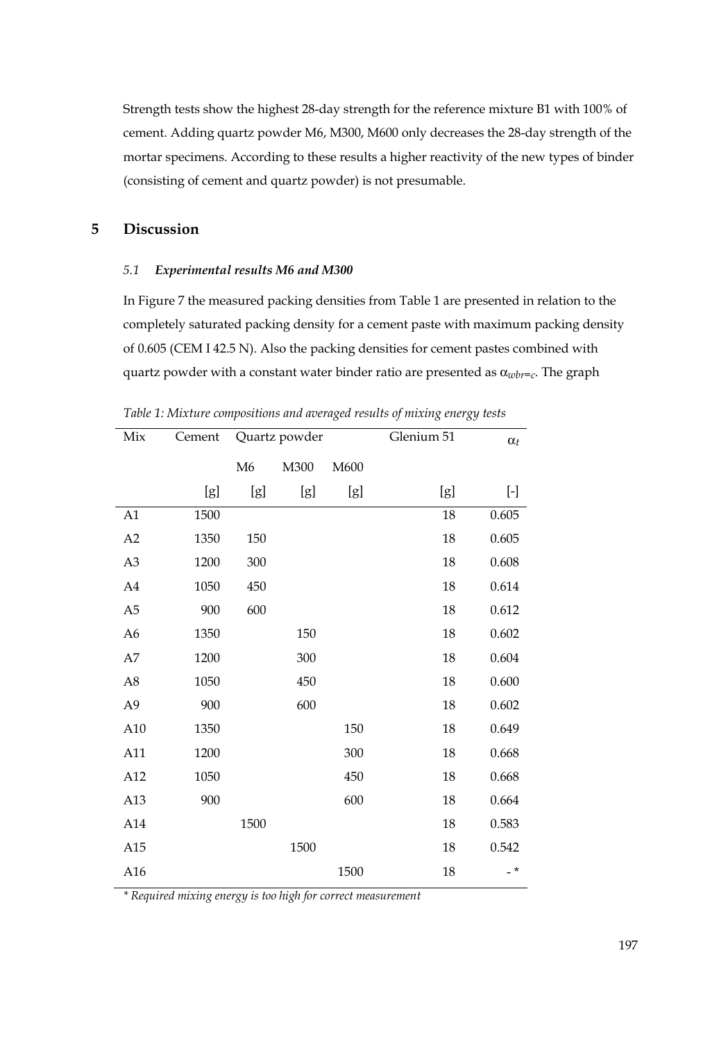Strength tests show the highest 28-day strength for the reference mixture B1 with 100% of cement. Adding quartz powder M6, M300, M600 only decreases the 28-day strength of the mortar specimens. According to these results a higher reactivity of the new types of binder (consisting of cement and quartz powder) is not presumable.

# 5 Discussion

### *5.1 Experimental results M6 and M300*

In Figure 7 the measured packing densities from Table 1 are presented in relation to the completely saturated packing density for a cement paste with maximum packing density of 0.605 (CEM I 42.5 N). Also the packing densities for cement pastes combined with quartz powder with a constant water binder ratio are presented as $\alpha_{wbr=c}$. The graph

*Table 1: Mixture compositions and averaged results of mixing energy tests*

| Mix | Cement | Quartz powder | | | Glenium 51 | $\alpha_t$ |
|---|---|---|---|---|---|---|
| | | M6 | M300 | M600 | | |
| | [g] | [g] | [g] | [g] | [g] | [-] |
| A1 | 1500 | | | | 18 | 0.605 |
| A2 | 1350 | 150 | | | 18 | 0.605 |
| A3 | 1200 | 300 | | | 18 | 0.608 |
| A4 | 1050 | 450 | | | 18 | 0.614 |
| A5 | 900 | 600 | | | 18 | 0.612 |
| A6 | 1350 | | 150 | | 18 | 0.602 |
| A7 | 1200 | | 300 | | 18 | 0.604 |
| A8 | 1050 | | 450 | | 18 | 0.600 |
| A9 | 900 | | 600 | | 18 | 0.602 |
| A10 | 1350 | | | 150 | 18 | 0.649 |
| A11 | 1200 | | | 300 | 18 | 0.668 |
| A12 | 1050 | | | 450 | 18 | 0.668 |
| A13 | 900 | | | 600 | 18 | 0.664 |
| A14 | | 1500 | | | 18 | 0.583 |
| A15 | | | 1500 | | 18 | 0.542 |
| A16 | | | | 1500 | 18 | - * |

*\* Required mixing energy is too high for correct measurement*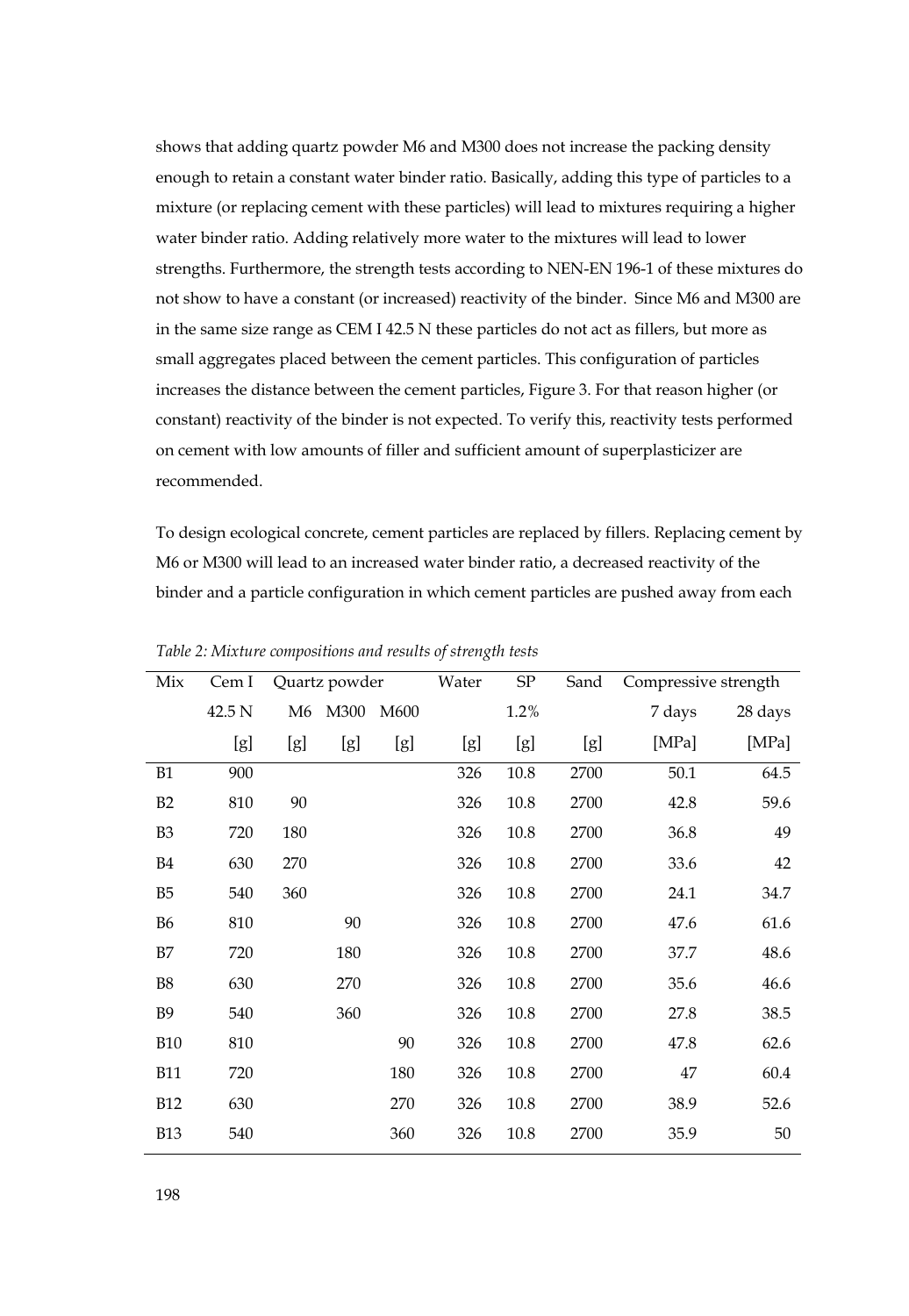shows that adding quartz powder M6 and M300 does not increase the packing density enough to retain a constant water binder ratio. Basically, adding this type of particles to a mixture (or replacing cement with these particles) will lead to mixtures requiring a higher water binder ratio. Adding relatively more water to the mixtures will lead to lower strengths. Furthermore, the strength tests according to NEN-EN 196-1 of these mixtures do not show to have a constant (or increased) reactivity of the binder. Since M6 and M300 are in the same size range as CEM I 42.5 N these particles do not act as fillers, but more as small aggregates placed between the cement particles. This configuration of particles increases the distance between the cement particles, Figure 3. For that reason higher (or constant) reactivity of the binder is not expected. To verify this, reactivity tests performed on cement with low amounts of filler and sufficient amount of superplasticizer are recommended.

To design ecological concrete, cement particles are replaced by fillers. Replacing cement by M6 or M300 will lead to an increased water binder ratio, a decreased reactivity of the binder and a particle configuration in which cement particles are pushed away from each

*Table 2: Mixture compositions and results of strength tests*

| Mix | Cem I | Quartz powder | | | Water | SP | Sand | Compressive strength | |
|---|---|---|---|---|---|---|---|---|---|
| | 42.5 N | M6 | M300 | M600 | | 1.2% | | 7 days | 28 days |
| | [g] | [g] | [g] | [g] | [g] | [g] | [g] | [MPa] | [MPa] |
| B1 | 900 | | | | 326 | 10.8 | 2700 | 50.1 | 64.5 |
| B2 | 810 | 90 | | | 326 | 10.8 | 2700 | 42.8 | 59.6 |
| B3 | 720 | 180 | | | 326 | 10.8 | 2700 | 36.8 | 49 |
| B4 | 630 | 270 | | | 326 | 10.8 | 2700 | 33.6 | 42 |
| B5 | 540 | 360 | | | 326 | 10.8 | 2700 | 24.1 | 34.7 |
| B6 | 810 | | 90 | | 326 | 10.8 | 2700 | 47.6 | 61.6 |
| B7 | 720 | | 180 | | 326 | 10.8 | 2700 | 37.7 | 48.6 |
| B8 | 630 | | 270 | | 326 | 10.8 | 2700 | 35.6 | 46.6 |
| B9 | 540 | | 360 | | 326 | 10.8 | 2700 | 27.8 | 38.5 |
| B10 | 810 | | | 90 | 326 | 10.8 | 2700 | 47.8 | 62.6 |
| B11 | 720 | | | 180 | 326 | 10.8 | 2700 | 47 | 60.4 |
| B12 | 630 | | | 270 | 326 | 10.8 | 2700 | 38.9 | 52.6 |
| B13 | 540 | | | 360 | 326 | 10.8 | 2700 | 35.9 | 50 |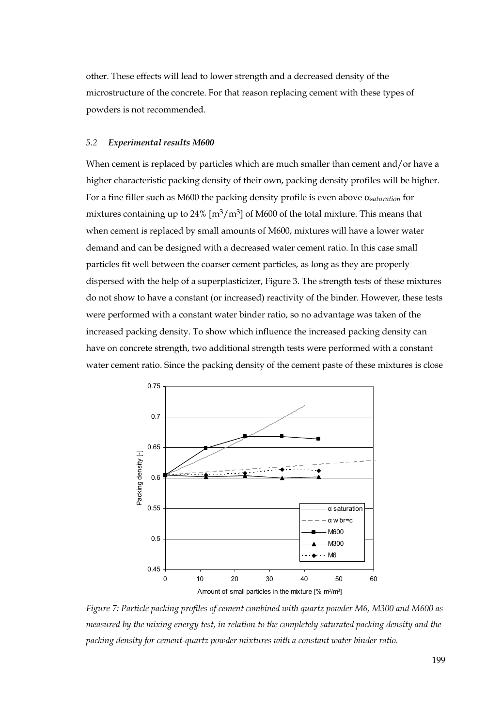other. These effects will lead to lower strength and a decreased density of the microstructure of the concrete. For that reason replacing cement with these types of powders is not recommended.

### *5.2 Experimental results M600*

When cement is replaced by particles which are much smaller than cement and/or have a higher characteristic packing density of their own, packing density profiles will be higher. For a fine filler such as M600 the packing density profile is even above $\alpha_{saturation}$ for mixtures containing up to 24% [$m^3/m^3$] of M600 of the total mixture. This means that when cement is replaced by small amounts of M600, mixtures will have a lower water demand and can be designed with a decreased water cement ratio. In this case small particles fit well between the coarser cement particles, as long as they are properly dispersed with the help of a superplasticizer, Figure 3. The strength tests of these mixtures do not show to have a constant (or increased) reactivity of the binder. However, these tests were performed with a constant water binder ratio, so no advantage was taken of the increased packing density. To show which influence the increased packing density can have on concrete strength, two additional strength tests were performed with a constant water cement ratio. Since the packing density of the cement paste of these mixtures is close

*Figure 7: Particle packing profiles of cement combined with quartz powder M6, M300 and M600 as measured by the mixing energy test, in relation to the completely saturated packing density and the packing density for cement-quartz powder mixtures with a constant water binder ratio.*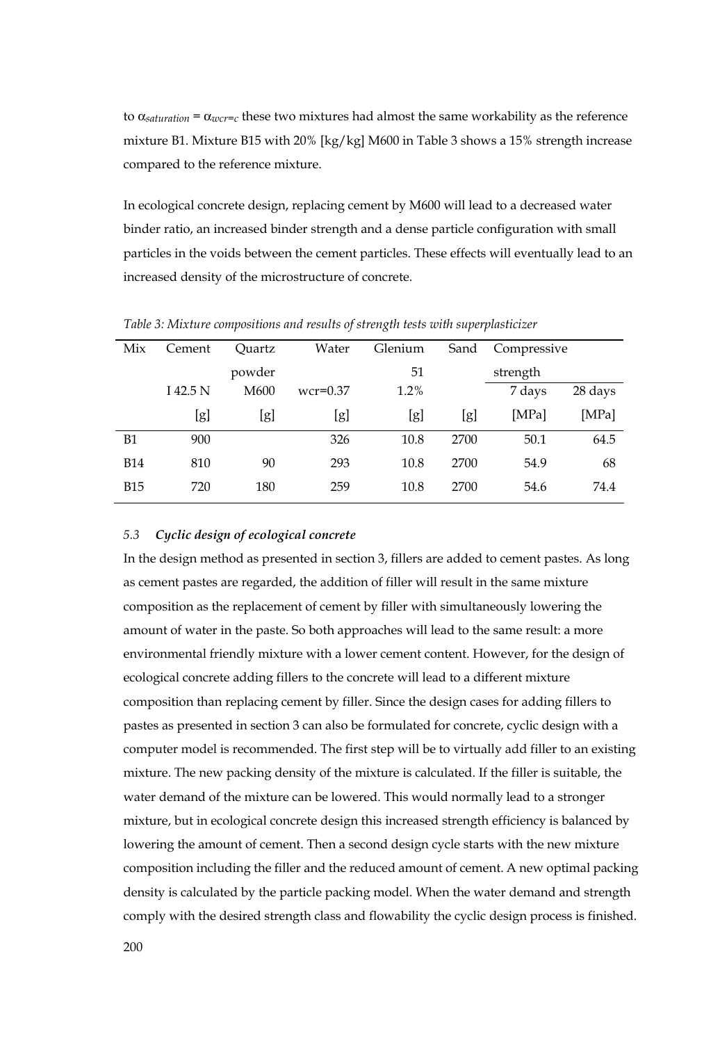to $\alpha_{saturation} = \alpha_{wcr=c}$ these two mixtures had almost the same workability as the reference mixture B1. Mixture B15 with 20% [kg/kg] M600 in Table 3 shows a 15% strength increase compared to the reference mixture.

In ecological concrete design, replacing cement by M600 will lead to a decreased water binder ratio, an increased binder strength and a dense particle configuration with small particles in the voids between the cement particles. These effects will eventually lead to an increased density of the microstructure of concrete.

*Table 3: Mixture compositions and results of strength tests with superplasticizer*

| Mix | Cement | Quartz powder | Water | Glenium 51 | Sand | Compressive strength | |
|---|---|---|---|---|---|---|---|
| | I 42.5 N | M600 | wcr=0.37 | 1.2% | | 7 days | 28 days |
| | [g] | [g] | [g] | [g] | [g] | [MPa] | [MPa] |
| B1 | 900 | | 326 | 10.8 | 2700 | 50.1 | 64.5 |
| B14 | 810 | 90 | 293 | 10.8 | 2700 | 54.9 | 68 |
| B15 | 720 | 180 | 259 | 10.8 | 2700 | 54.6 | 74.4 |

### *5.3 Cyclic design of ecological concrete*

In the design method as presented in section 3, fillers are added to cement pastes. As long as cement pastes are regarded, the addition of filler will result in the same mixture composition as the replacement of cement by filler with simultaneously lowering the amount of water in the paste. So both approaches will lead to the same result: a more environmental friendly mixture with a lower cement content. However, for the design of ecological concrete adding fillers to the concrete will lead to a different mixture composition than replacing cement by filler. Since the design cases for adding fillers to pastes as presented in section 3 can also be formulated for concrete, cyclic design with a computer model is recommended. The first step will be to virtually add filler to an existing mixture. The new packing density of the mixture is calculated. If the filler is suitable, the water demand of the mixture can be lowered. This would normally lead to a stronger mixture, but in ecological concrete design this increased strength efficiency is balanced by lowering the amount of cement. Then a second design cycle starts with the new mixture composition including the filler and the reduced amount of cement. A new optimal packing density is calculated by the particle packing model. When the water demand and strength comply with the desired strength class and flowability the cyclic design process is finished.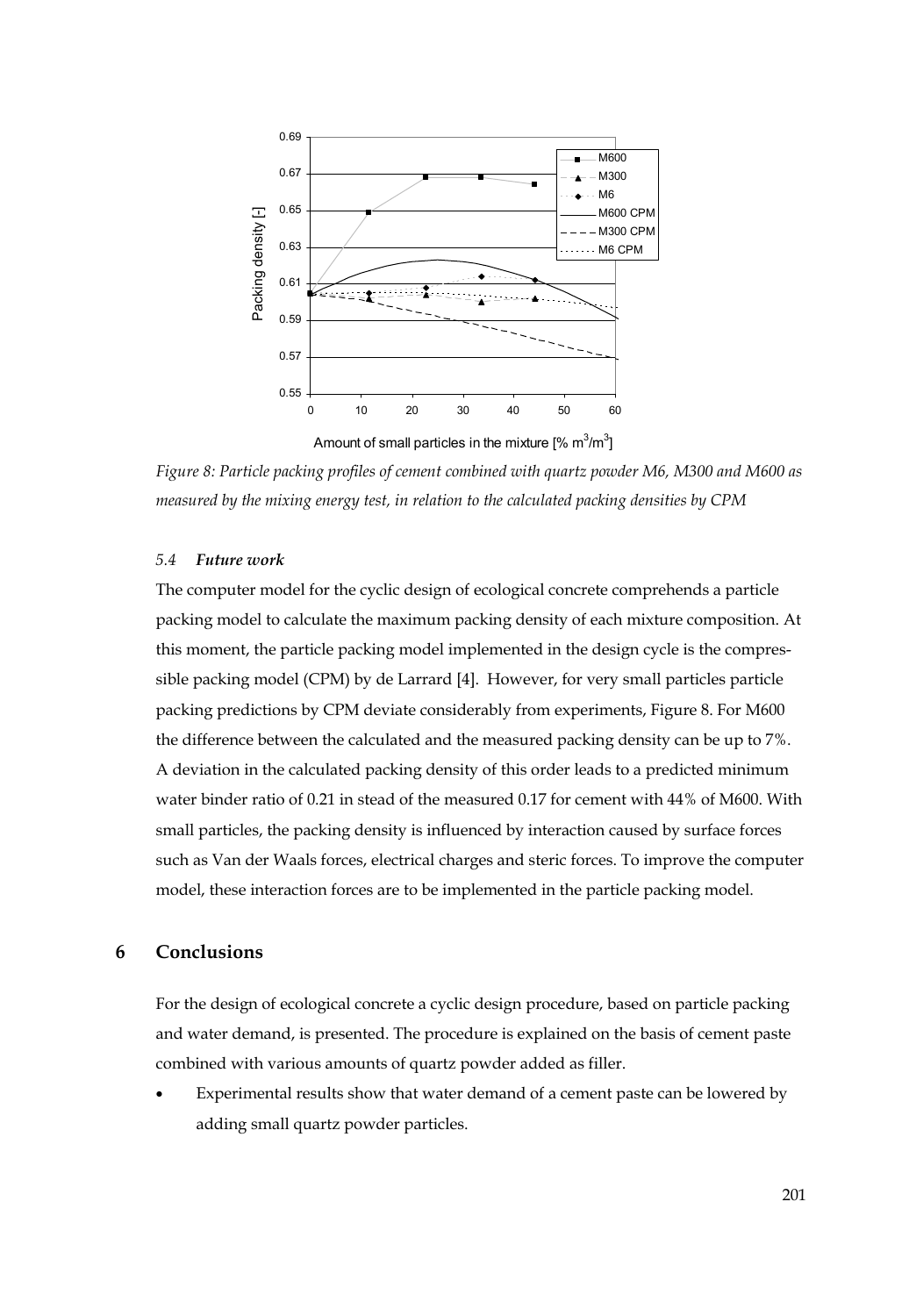*Figure 8: Particle packing profiles of cement combined with quartz powder M6, M300 and M600 as measured by the mixing energy test, in relation to the calculated packing densities by CPM*

### *5.4 Future work*

The computer model for the cyclic design of ecological concrete comprehends a particle packing model to calculate the maximum packing density of each mixture composition. At this moment, the particle packing model implemented in the design cycle is the compressible packing model (CPM) by de Larrard [4]. However, for very small particles particle packing predictions by CPM deviate considerably from experiments, Figure 8. For M600 the difference between the calculated and the measured packing density can be up to 7%. A deviation in the calculated packing density of this order leads to a predicted minimum water binder ratio of 0.21 in stead of the measured 0.17 for cement with 44% of M600. With small particles, the packing density is influenced by interaction caused by surface forces such as Van der Waals forces, electrical charges and steric forces. To improve the computer model, these interaction forces are to be implemented in the particle packing model.

## 6 Conclusions

For the design of ecological concrete a cyclic design procedure, based on particle packing and water demand, is presented. The procedure is explained on the basis of cement paste combined with various amounts of quartz powder added as filler.

- Experimental results show that water demand of a cement paste can be lowered by adding small quartz powder particles.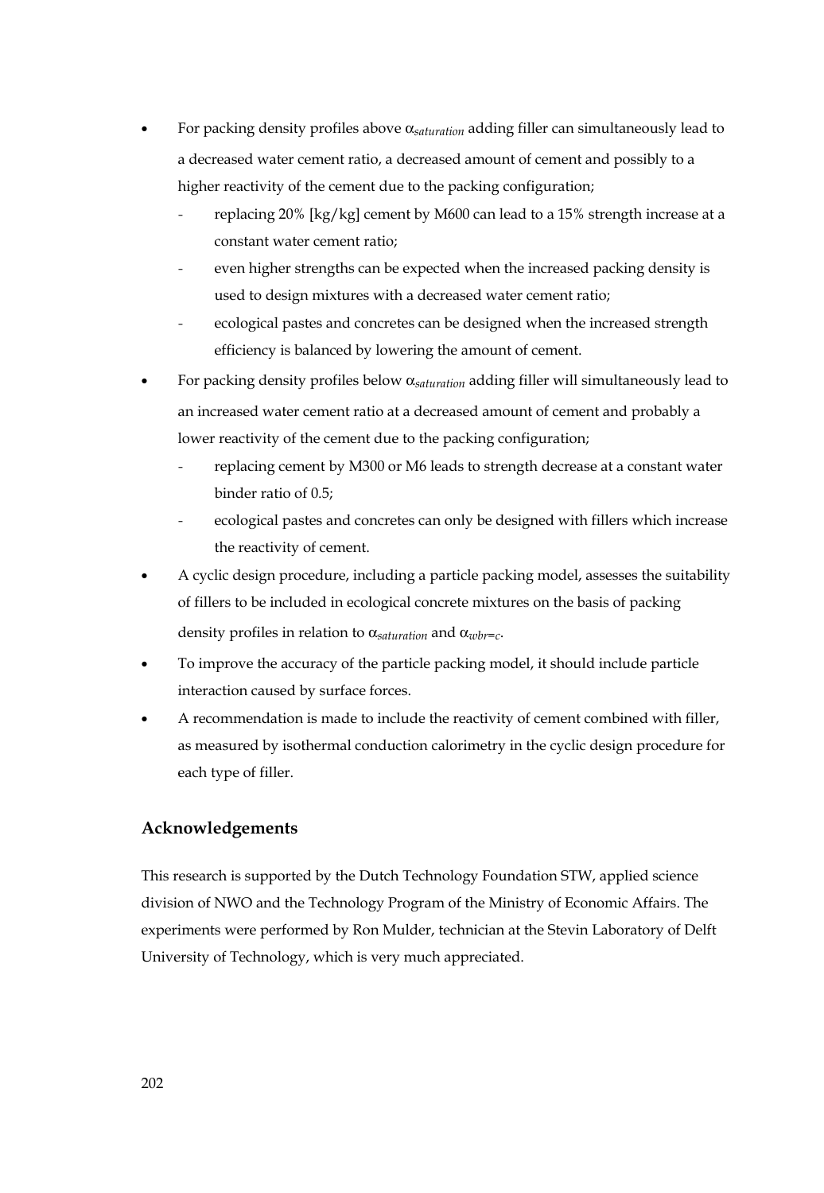- For packing density profiles above $\alpha_{saturation}$ adding filler can simultaneously lead to a decreased water cement ratio, a decreased amount of cement and possibly to a higher reactivity of the cement due to the packing configuration;
  - replacing 20% [kg/kg] cement by M600 can lead to a 15% strength increase at a constant water cement ratio;
  - even higher strengths can be expected when the increased packing density is used to design mixtures with a decreased water cement ratio;
  - ecological pastes and concretes can be designed when the increased strength efficiency is balanced by lowering the amount of cement.
- For packing density profiles below $\alpha_{saturation}$ adding filler will simultaneously lead to an increased water cement ratio at a decreased amount of cement and probably a lower reactivity of the cement due to the packing configuration;
  - replacing cement by M300 or M6 leads to strength decrease at a constant water binder ratio of 0.5;
  - ecological pastes and concretes can only be designed with fillers which increase the reactivity of cement.
- A cyclic design procedure, including a particle packing model, assesses the suitability of fillers to be included in ecological concrete mixtures on the basis of packing density profiles in relation to $\alpha_{saturation}$ and $\alpha_{wbr=c}$.
- To improve the accuracy of the particle packing model, it should include particle interaction caused by surface forces.
- A recommendation is made to include the reactivity of cement combined with filler, as measured by isothermal conduction calorimetry in the cyclic design procedure for each type of filler.

## Acknowledgements

This research is supported by the Dutch Technology Foundation STW, applied science division of NWO and the Technology Program of the Ministry of Economic Affairs. The experiments were performed by Ron Mulder, technician at the Stevin Laboratory of Delft University of Technology, which is very much appreciated.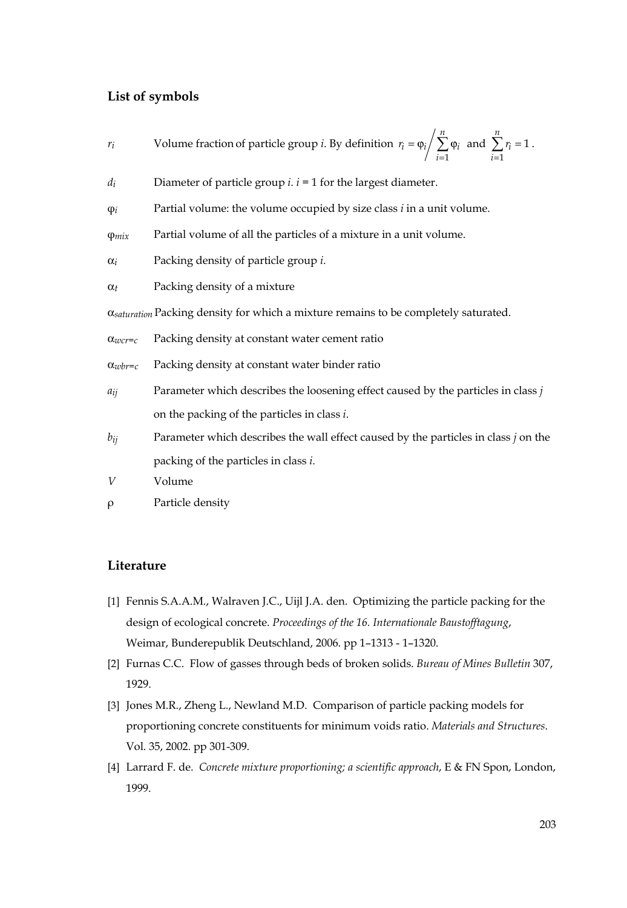## List of symbols

$r_i$ Volume fraction of particle group $i$. By definition $r_i = \varphi_i \Big/ \sum_{i=1}^{n} \varphi_i$ and $\sum_{i=1}^{n} r_i = 1$.

$d_i$ Diameter of particle group $i$. $i = 1$ for the largest diameter.

$\varphi_i$ Partial volume: the volume occupied by size class $i$ in a unit volume.

$\varphi_{mix}$ Partial volume of all the particles of a mixture in a unit volume.

$\alpha_i$ Packing density of particle group $i$.

$\alpha_t$ Packing density of a mixture

$\alpha_{saturation}$ Packing density for which a mixture remains to be completely saturated.

$\alpha_{wcr=c}$ Packing density at constant water cement ratio

$\alpha_{wbr=c}$ Packing density at constant water binder ratio

$a_{ij}$ Parameter which describes the loosening effect caused by the particles in class $j$ on the packing of the particles in class $i$.

$b_{ij}$ Parameter which describes the wall effect caused by the particles in class $j$ on the packing of the particles in class $i$.

$V$ Volume

$\rho$ Particle density

## Literature

[1] Fennis S.A.A.M., Walraven J.C., Uijl J.A. den. Optimizing the particle packing for the design of ecological concrete. *Proceedings of the 16. Internationale Baustofftagung*, Weimar, Bunderepublik Deutschland, 2006. pp 1–1313 - 1–1320.

[2] Furnas C.C. Flow of gasses through beds of broken solids. *Bureau of Mines Bulletin* 307, 1929.

[3] Jones M.R., Zheng L., Newland M.D. Comparison of particle packing models for proportioning concrete constituents for minimum voids ratio. *Materials and Structures*. Vol. 35, 2002. pp 301-309.

[4] Larrard F. de. *Concrete mixture proportioning; a scientific approach*, E & FN Spon, London, 1999.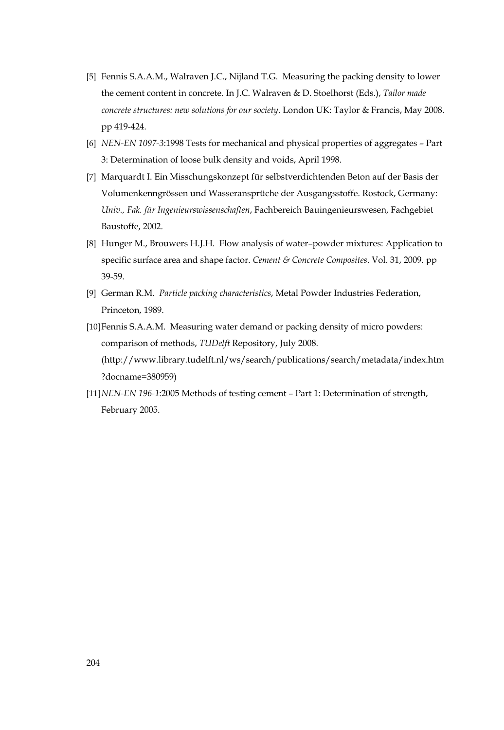[5] Fennis S.A.A.M., Walraven J.C., Nijland T.G. Measuring the packing density to lower the cement content in concrete. In J.C. Walraven & D. Stoelhorst (Eds.), *Tailor made concrete structures: new solutions for our society*. London UK: Taylor & Francis, May 2008. pp 419-424.

[6] *NEN-EN 1097-3*:1998 Tests for mechanical and physical properties of aggregates – Part 3: Determination of loose bulk density and voids, April 1998.

[7] Marquardt I. Ein Misschungskonzept für selbstverdichtenden Beton auf der Basis der Volumenkenngrössen und Wasseransprüche der Ausgangsstoffe. Rostock, Germany: *Univ., Fak. für Ingenieurswissenschaften*, Fachbereich Bauingenieurswesen, Fachgebiet Baustoffe, 2002.

[8] Hunger M., Brouwers H.J.H. Flow analysis of water–powder mixtures: Application to specific surface area and shape factor. *Cement & Concrete Composites*. Vol. 31, 2009. pp 39-59.

[9] German R.M. *Particle packing characteristics*, Metal Powder Industries Federation, Princeton, 1989.

[10] Fennis S.A.A.M. Measuring water demand or packing density of micro powders: comparison of methods, *TUDelft* Repository, July 2008. (http://www.library.tudelft.nl/ws/search/publications/search/metadata/index.htm?docname=380959)

[11] *NEN-EN 196-1*:2005 Methods of testing cement – Part 1: Determination of strength, February 2005.